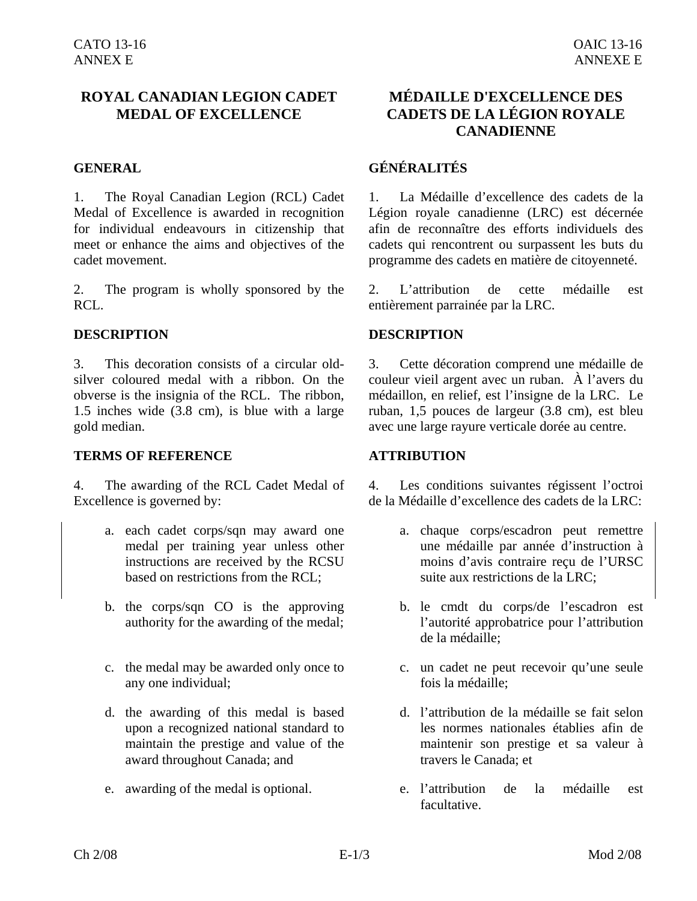# ROYAL CANADIAN LEGION CADET MEDAL OF EXCELLENCE

## GENERAL

1. The Royal Canadian Legion (RCL) Cadet Medal of Excellence is awarded in recognition for individual endeavours in citizenship that meet or enhance the aims and objectives of the cadet movement.

2. The program is wholly sponsored by the RCL.

## DESCRIPTION

3. This decoration consists of a circular old-silver coloured medal with a ribbon. On the obverse is the insignia of the RCL. The ribbon, 1.5 inches wide (3.8 cm), is blue with a large gold median.

## TERMS OF REFERENCE

4. The awarding of the RCL Cadet Medal of Excellence is governed by:

   a. each cadet corps/sqn may award one medal per training year unless other instructions are received by the RCSU based on restrictions from the RCL;

   b. the corps/sqn CO is the approving authority for the awarding of the medal;

   c. the medal may be awarded only once to any one individual;

   d. the awarding of this medal is based upon a recognized national standard to maintain the prestige and value of the award throughout Canada; and

   e. awarding of the medal is optional.

# MÉDAILLE D'EXCELLENCE DES CADETS DE LA LÉGION ROYALE CANADIENNE

## GÉNÉRALITÉS

1. La Médaille d'excellence des cadets de la Légion royale canadienne (LRC) est décernée afin de reconnaître des efforts individuels des cadets qui rencontrent ou surpassent les buts du programme des cadets en matière de citoyenneté.

2. L'attribution de cette médaille est entièrement parrainée par la LRC.

## DESCRIPTION

3. Cette décoration comprend une médaille de couleur vieil argent avec un ruban. À l'avers du médaillon, en relief, est l'insigne de la LRC. Le ruban, 1,5 pouces de largeur (3.8 cm), est bleu avec une large rayure verticale dorée au centre.

## ATTRIBUTION

4. Les conditions suivantes régissent l'octroi de la Médaille d'excellence des cadets de la LRC:

   a. chaque corps/escadron peut remettre une médaille par année d'instruction à moins d'avis contraire reçu de l'URSC suite aux restrictions de la LRC;

   b. le cmdt du corps/de l'escadron est l'autorité approbatrice pour l'attribution de la médaille;

   c. un cadet ne peut recevoir qu'une seule fois la médaille;

   d. l'attribution de la médaille se fait selon les normes nationales établies afin de maintenir son prestige et sa valeur à travers le Canada; et

   e. l'attribution de la médaille est facultative.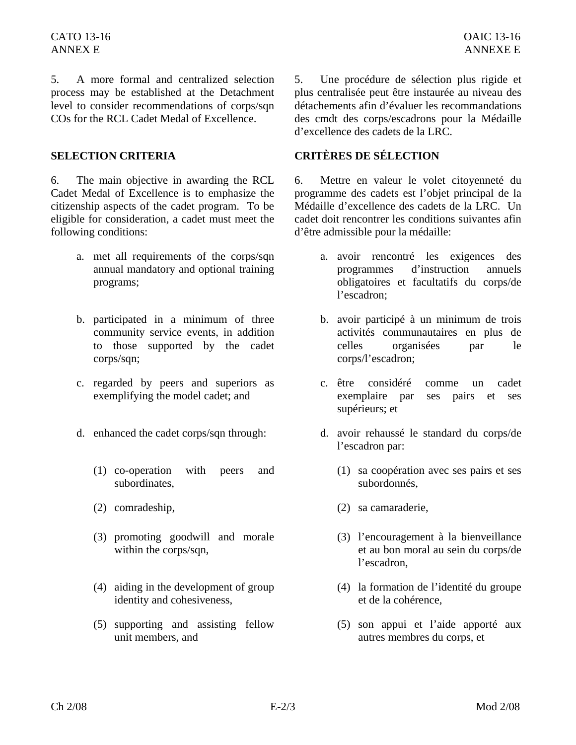5. A more formal and centralized selection process may be established at the Detachment level to consider recommendations of corps/sqn COs for the RCL Cadet Medal of Excellence.

## SELECTION CRITERIA

6. The main objective in awarding the RCL Cadet Medal of Excellence is to emphasize the citizenship aspects of the cadet program. To be eligible for consideration, a cadet must meet the following conditions:

a. met all requirements of the corps/sqn annual mandatory and optional training programs;

b. participated in a minimum of three community service events, in addition to those supported by the cadet corps/sqn;

c. regarded by peers and superiors as exemplifying the model cadet; and

d. enhanced the cadet corps/sqn through:

(1) co-operation with peers and subordinates,

(2) comradeship,

(3) promoting goodwill and morale within the corps/sqn,

(4) aiding in the development of group identity and cohesiveness,

(5) supporting and assisting fellow unit members, and

5. Une procédure de sélection plus rigide et plus centralisée peut être instaurée au niveau des détachements afin d'évaluer les recommandations des cmdt des corps/escadrons pour la Médaille d'excellence des cadets de la LRC.

## CRITÈRES DE SÉLECTION

6. Mettre en valeur le volet citoyenneté du programme des cadets est l'objet principal de la Médaille d'excellence des cadets de la LRC. Un cadet doit rencontrer les conditions suivantes afin d'être admissible pour la médaille:

a. avoir rencontré les exigences des programmes d'instruction annuels obligatoires et facultatifs du corps/de l'escadron;

b. avoir participé à un minimum de trois activités communautaires en plus de celles organisées par le corps/l'escadron;

c. être considéré comme un cadet exemplaire par ses pairs et ses supérieurs; et

d. avoir rehaussé le standard du corps/de l'escadron par:

(1) sa coopération avec ses pairs et ses subordonnés,

(2) sa camaraderie,

(3) l'encouragement à la bienveillance et au bon moral au sein du corps/de l'escadron,

(4) la formation de l'identité du groupe et de la cohérence,

(5) son appui et l'aide apporté aux autres membres du corps, et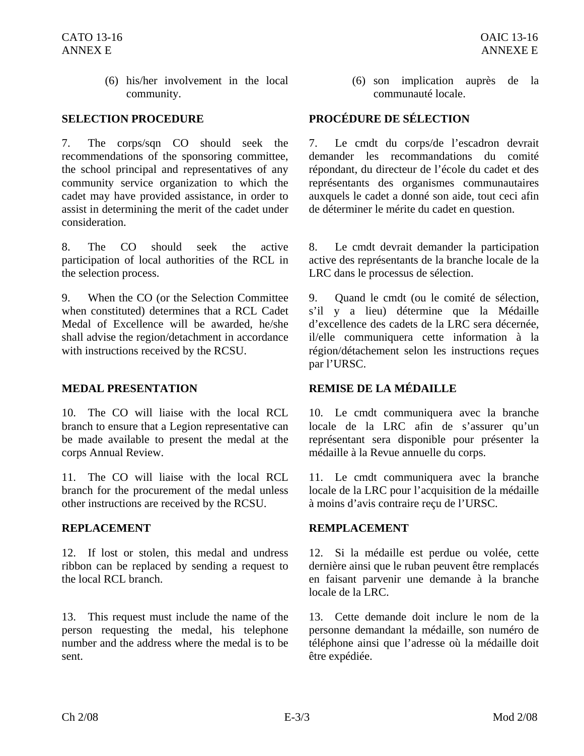(6) his/her involvement in the local community.

(6) son implication auprès de la communauté locale.

**SELECTION PROCEDURE**

7. The corps/sqn CO should seek the recommendations of the sponsoring committee, the school principal and representatives of any community service organization to which the cadet may have provided assistance, in order to assist in determining the merit of the cadet under consideration.

8. The CO should seek the active participation of local authorities of the RCL in the selection process.

9. When the CO (or the Selection Committee when constituted) determines that a RCL Cadet Medal of Excellence will be awarded, he/she shall advise the region/detachment in accordance with instructions received by the RCSU.

**MEDAL PRESENTATION**

10. The CO will liaise with the local RCL branch to ensure that a Legion representative can be made available to present the medal at the corps Annual Review.

11. The CO will liaise with the local RCL branch for the procurement of the medal unless other instructions are received by the RCSU.

**REPLACEMENT**

12. If lost or stolen, this medal and undress ribbon can be replaced by sending a request to the local RCL branch.

13. This request must include the name of the person requesting the medal, his telephone number and the address where the medal is to be sent.

**PROCÉDURE DE SÉLECTION**

7. Le cmdt du corps/de l'escadron devrait demander les recommandations du comité répondant, du directeur de l'école du cadet et des représentants des organismes communautaires auxquels le cadet a donné son aide, tout ceci afin de déterminer le mérite du cadet en question.

8. Le cmdt devrait demander la participation active des représentants de la branche locale de la LRC dans le processus de sélection.

9. Quand le cmdt (ou le comité de sélection, s'il y a lieu) détermine que la Médaille d'excellence des cadets de la LRC sera décernée, il/elle communiquera cette information à la région/détachement selon les instructions reçues par l'URSC.

**REMISE DE LA MÉDAILLE**

10. Le cmdt communiquera avec la branche locale de la LRC afin de s'assurer qu'un représentant sera disponible pour présenter la médaille à la Revue annuelle du corps.

11. Le cmdt communiquera avec la branche locale de la LRC pour l'acquisition de la médaille à moins d'avis contraire reçu de l'URSC.

**REMPLACEMENT**

12. Si la médaille est perdue ou volée, cette dernière ainsi que le ruban peuvent être remplacés en faisant parvenir une demande à la branche locale de la LRC.

13. Cette demande doit inclure le nom de la personne demandant la médaille, son numéro de téléphone ainsi que l'adresse où la médaille doit être expédiée.